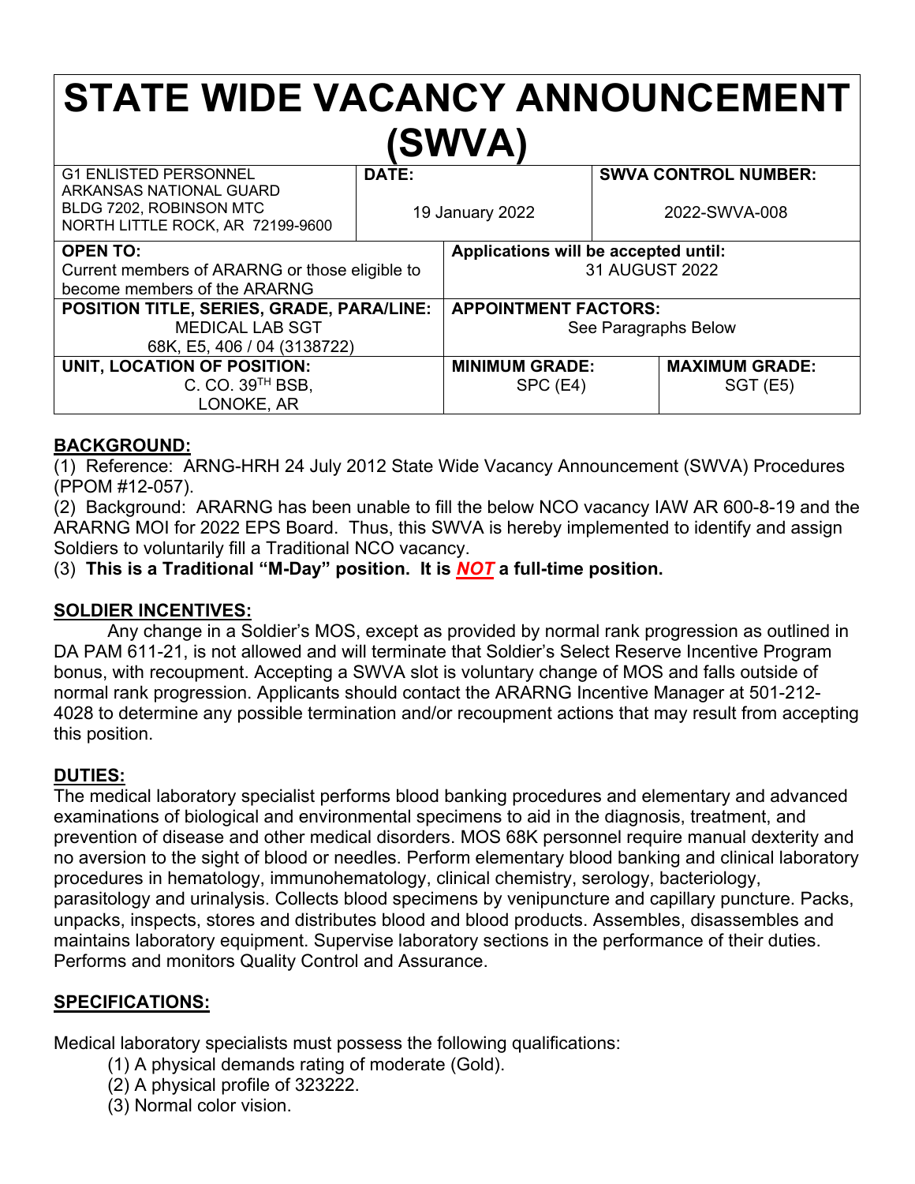# STATE WIDE VACANCY ANNOUNCEMENT (SWVA)

| G1 ENLISTED PERSONNEL<br>ARKANSAS NATIONAL GUARD<br>BLDG 7202, ROBINSON MTC<br>NORTH LITTLE ROCK, AR 72199-9600 | **DATE:**<br>19 January 2022 | **SWVA CONTROL NUMBER:**<br>2022-SWVA-008 |
|---|---|---|

| **OPEN TO:**<br>Current members of ARARNG or those eligible to become members of the ARARNG | **Applications will be accepted until:**<br>31 AUGUST 2022 | |
|---|---|---|
| **POSITION TITLE, SERIES, GRADE, PARA/LINE:**<br>MEDICAL LAB SGT<br>68K, E5, 406 / 04 (3138722) | **APPOINTMENT FACTORS:**<br>See Paragraphs Below | |
| **UNIT, LOCATION OF POSITION:**<br>C. CO. 39TH BSB,<br>LONOKE, AR | **MINIMUM GRADE:**<br>SPC (E4) | **MAXIMUM GRADE:**<br>SGT (E5) |

## BACKGROUND:

(1) Reference: ARNG-HRH 24 July 2012 State Wide Vacancy Announcement (SWVA) Procedures (PPOM #12-057).

(2) Background: ARARNG has been unable to fill the below NCO vacancy IAW AR 600-8-19 and the ARARNG MOI for 2022 EPS Board. Thus, this SWVA is hereby implemented to identify and assign Soldiers to voluntarily fill a Traditional NCO vacancy.

(3) **This is a Traditional "M-Day" position. It is *NOT* a full-time position.**

## SOLDIER INCENTIVES:

Any change in a Soldier's MOS, except as provided by normal rank progression as outlined in DA PAM 611-21, is not allowed and will terminate that Soldier's Select Reserve Incentive Program bonus, with recoupment. Accepting a SWVA slot is voluntary change of MOS and falls outside of normal rank progression. Applicants should contact the ARARNG Incentive Manager at 501-212-4028 to determine any possible termination and/or recoupment actions that may result from accepting this position.

## DUTIES:

The medical laboratory specialist performs blood banking procedures and elementary and advanced examinations of biological and environmental specimens to aid in the diagnosis, treatment, and prevention of disease and other medical disorders. MOS 68K personnel require manual dexterity and no aversion to the sight of blood or needles. Perform elementary blood banking and clinical laboratory procedures in hematology, immunohematology, clinical chemistry, serology, bacteriology, parasitology and urinalysis. Collects blood specimens by venipuncture and capillary puncture. Packs, unpacks, inspects, stores and distributes blood and blood products. Assembles, disassembles and maintains laboratory equipment. Supervise laboratory sections in the performance of their duties. Performs and monitors Quality Control and Assurance.

## SPECIFICATIONS:

Medical laboratory specialists must possess the following qualifications:

(1) A physical demands rating of moderate (Gold).
(2) A physical profile of 323222.
(3) Normal color vision.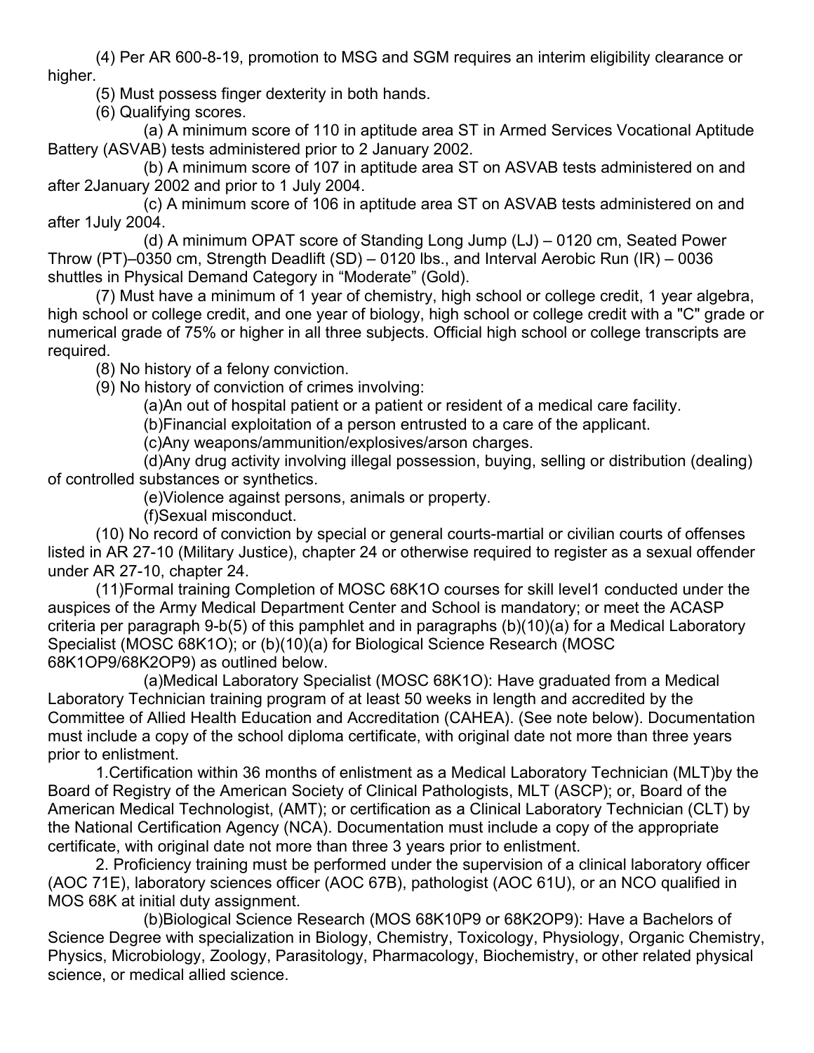(4) Per AR 600-8-19, promotion to MSG and SGM requires an interim eligibility clearance or higher.

(5) Must possess finger dexterity in both hands.

(6) Qualifying scores.

(a) A minimum score of 110 in aptitude area ST in Armed Services Vocational Aptitude Battery (ASVAB) tests administered prior to 2 January 2002.

(b) A minimum score of 107 in aptitude area ST on ASVAB tests administered on and after 2January 2002 and prior to 1 July 2004.

(c) A minimum score of 106 in aptitude area ST on ASVAB tests administered on and after 1July 2004.

(d) A minimum OPAT score of Standing Long Jump (LJ) – 0120 cm, Seated Power Throw (PT)–0350 cm, Strength Deadlift (SD) – 0120 lbs., and Interval Aerobic Run (IR) – 0036 shuttles in Physical Demand Category in “Moderate” (Gold).

(7) Must have a minimum of 1 year of chemistry, high school or college credit, 1 year algebra, high school or college credit, and one year of biology, high school or college credit with a "C" grade or numerical grade of 75% or higher in all three subjects. Official high school or college transcripts are required.

(8) No history of a felony conviction.

(9) No history of conviction of crimes involving:

(a)An out of hospital patient or a patient or resident of a medical care facility.

(b)Financial exploitation of a person entrusted to a care of the applicant.

(c)Any weapons/ammunition/explosives/arson charges.

(d)Any drug activity involving illegal possession, buying, selling or distribution (dealing) of controlled substances or synthetics.

(e)Violence against persons, animals or property.

(f)Sexual misconduct.

(10) No record of conviction by special or general courts-martial or civilian courts of offenses listed in AR 27-10 (Military Justice), chapter 24 or otherwise required to register as a sexual offender under AR 27-10, chapter 24.

(11)Formal training Completion of MOSC 68K1O courses for skill level1 conducted under the auspices of the Army Medical Department Center and School is mandatory; or meet the ACASP criteria per paragraph 9-b(5) of this pamphlet and in paragraphs (b)(10)(a) for a Medical Laboratory Specialist (MOSC 68K1O); or (b)(10)(a) for Biological Science Research (MOSC 68K1OP9/68K2OP9) as outlined below.

(a)Medical Laboratory Specialist (MOSC 68K1O): Have graduated from a Medical Laboratory Technician training program of at least 50 weeks in length and accredited by the Committee of Allied Health Education and Accreditation (CAHEA). (See note below). Documentation must include a copy of the school diploma certificate, with original date not more than three years prior to enlistment.

1.Certification within 36 months of enlistment as a Medical Laboratory Technician (MLT)by the Board of Registry of the American Society of Clinical Pathologists, MLT (ASCP); or, Board of the American Medical Technologist, (AMT); or certification as a Clinical Laboratory Technician (CLT) by the National Certification Agency (NCA). Documentation must include a copy of the appropriate certificate, with original date not more than three 3 years prior to enlistment.

2. Proficiency training must be performed under the supervision of a clinical laboratory officer (AOC 71E), laboratory sciences officer (AOC 67B), pathologist (AOC 61U), or an NCO qualified in MOS 68K at initial duty assignment.

(b)Biological Science Research (MOS 68K10P9 or 68K2OP9): Have a Bachelors of Science Degree with specialization in Biology, Chemistry, Toxicology, Physiology, Organic Chemistry, Physics, Microbiology, Zoology, Parasitology, Pharmacology, Biochemistry, or other related physical science, or medical allied science.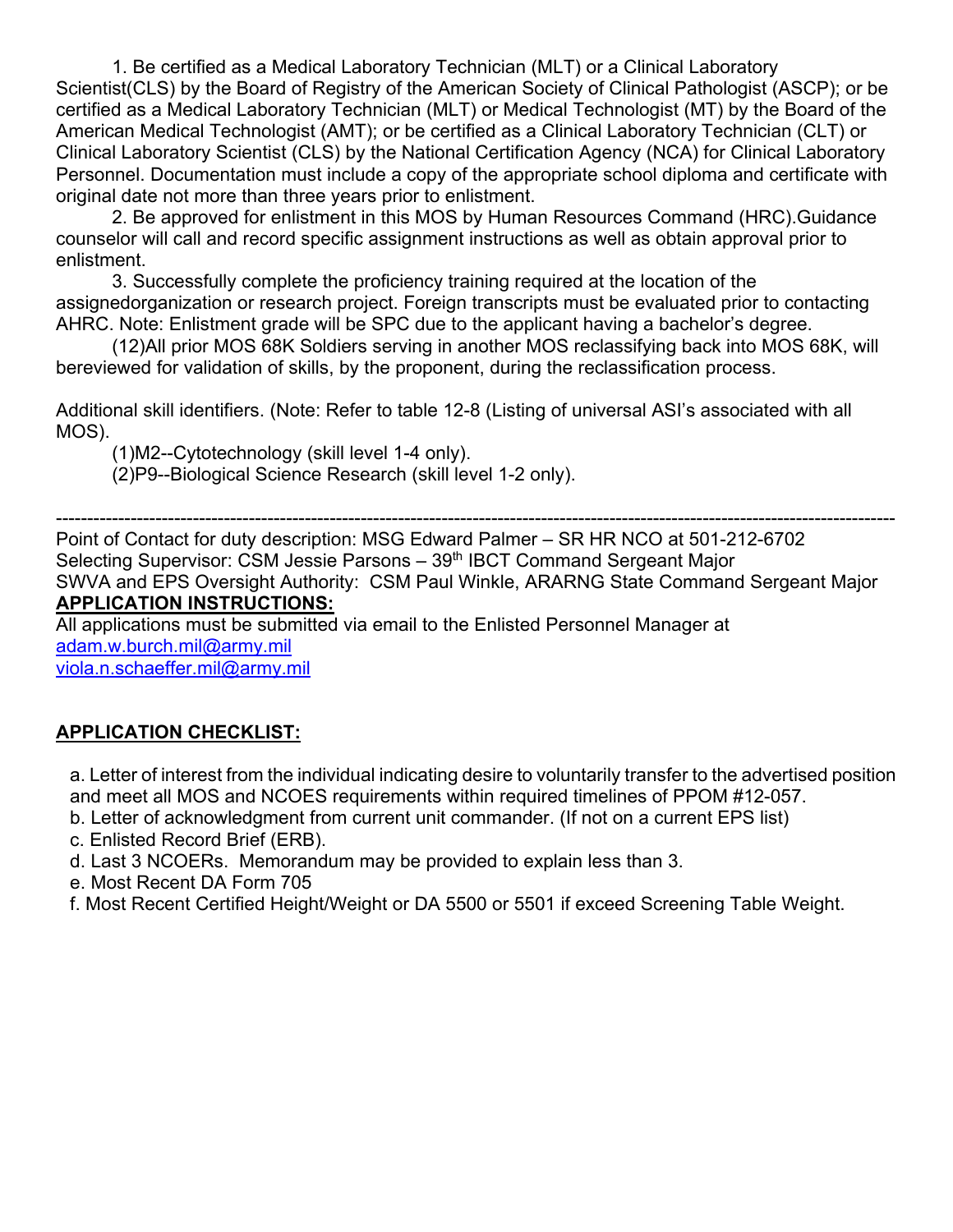1. Be certified as a Medical Laboratory Technician (MLT) or a Clinical Laboratory Scientist(CLS) by the Board of Registry of the American Society of Clinical Pathologist (ASCP); or be certified as a Medical Laboratory Technician (MLT) or Medical Technologist (MT) by the Board of the American Medical Technologist (AMT); or be certified as a Clinical Laboratory Technician (CLT) or Clinical Laboratory Scientist (CLS) by the National Certification Agency (NCA) for Clinical Laboratory Personnel. Documentation must include a copy of the appropriate school diploma and certificate with original date not more than three years prior to enlistment.

2. Be approved for enlistment in this MOS by Human Resources Command (HRC).Guidance counselor will call and record specific assignment instructions as well as obtain approval prior to enlistment.

3. Successfully complete the proficiency training required at the location of the assignedorganization or research project. Foreign transcripts must be evaluated prior to contacting AHRC. Note: Enlistment grade will be SPC due to the applicant having a bachelor's degree.

(12)All prior MOS 68K Soldiers serving in another MOS reclassifying back into MOS 68K, will bereviewed for validation of skills, by the proponent, during the reclassification process.

Additional skill identifiers. (Note: Refer to table 12-8 (Listing of universal ASI's associated with all MOS).

(1)M2--Cytotechnology (skill level 1-4 only).

(2)P9--Biological Science Research (skill level 1-2 only).

---

Point of Contact for duty description: MSG Edward Palmer – SR HR NCO at 501-212-6702
Selecting Supervisor: CSM Jessie Parsons – 39th IBCT Command Sergeant Major
SWVA and EPS Oversight Authority: CSM Paul Winkle, ARARNG State Command Sergeant Major

**APPLICATION INSTRUCTIONS:**

All applications must be submitted via email to the Enlisted Personnel Manager at
adam.w.burch.mil@army.mil
viola.n.schaeffer.mil@army.mil

**APPLICATION CHECKLIST:**

a. Letter of interest from the individual indicating desire to voluntarily transfer to the advertised position and meet all MOS and NCOES requirements within required timelines of PPOM #12-057.
b. Letter of acknowledgment from current unit commander. (If not on a current EPS list)
c. Enlisted Record Brief (ERB).
d. Last 3 NCOERs. Memorandum may be provided to explain less than 3.
e. Most Recent DA Form 705
f. Most Recent Certified Height/Weight or DA 5500 or 5501 if exceed Screening Table Weight.